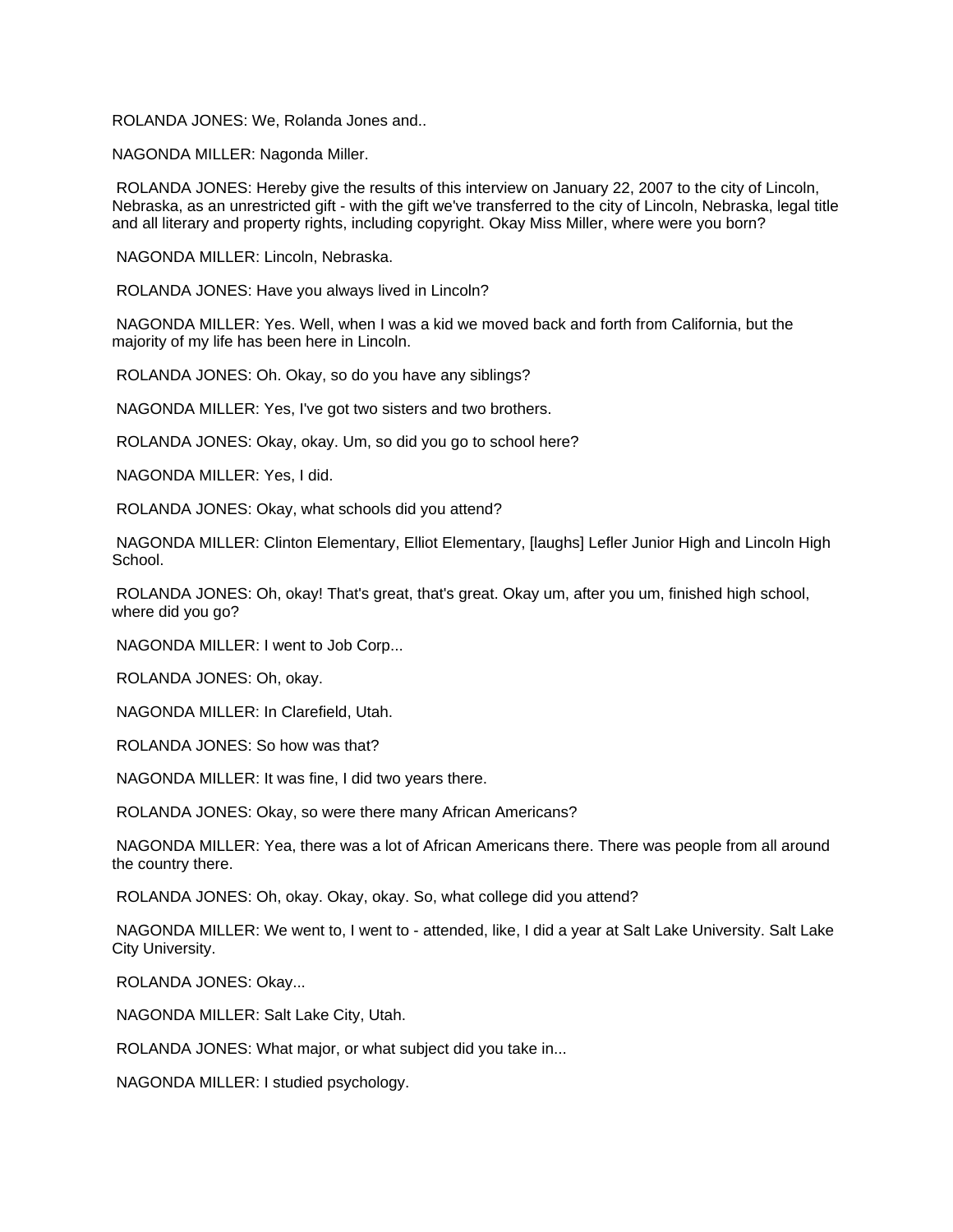ROLANDA JONES: We, Rolanda Jones and..

NAGONDA MILLER: Nagonda Miller.

ROLANDA JONES: Hereby give the results of this interview on January 22, 2007 to the city of Lincoln, Nebraska, as an unrestricted gift - with the gift we've transferred to the city of Lincoln, Nebraska, legal title and all literary and property rights, including copyright. Okay Miss Miller, where were you born?

NAGONDA MILLER: Lincoln, Nebraska.

ROLANDA JONES: Have you always lived in Lincoln?

NAGONDA MILLER: Yes. Well, when I was a kid we moved back and forth from California, but the majority of my life has been here in Lincoln.

ROLANDA JONES: Oh. Okay, so do you have any siblings?

NAGONDA MILLER: Yes, I've got two sisters and two brothers.

ROLANDA JONES: Okay, okay. Um, so did you go to school here?

NAGONDA MILLER: Yes, I did.

ROLANDA JONES: Okay, what schools did you attend?

NAGONDA MILLER: Clinton Elementary, Elliot Elementary, [laughs] Lefler Junior High and Lincoln High School.

ROLANDA JONES: Oh, okay! That's great, that's great. Okay um, after you um, finished high school, where did you go?

NAGONDA MILLER: I went to Job Corp...

ROLANDA JONES: Oh, okay.

NAGONDA MILLER: In Clarefield, Utah.

ROLANDA JONES: So how was that?

NAGONDA MILLER: It was fine, I did two years there.

ROLANDA JONES: Okay, so were there many African Americans?

NAGONDA MILLER: Yea, there was a lot of African Americans there. There was people from all around the country there.

ROLANDA JONES: Oh, okay. Okay, okay. So, what college did you attend?

NAGONDA MILLER: We went to, I went to - attended, like, I did a year at Salt Lake University. Salt Lake City University.

ROLANDA JONES: Okay...

NAGONDA MILLER: Salt Lake City, Utah.

ROLANDA JONES: What major, or what subject did you take in...

NAGONDA MILLER: I studied psychology.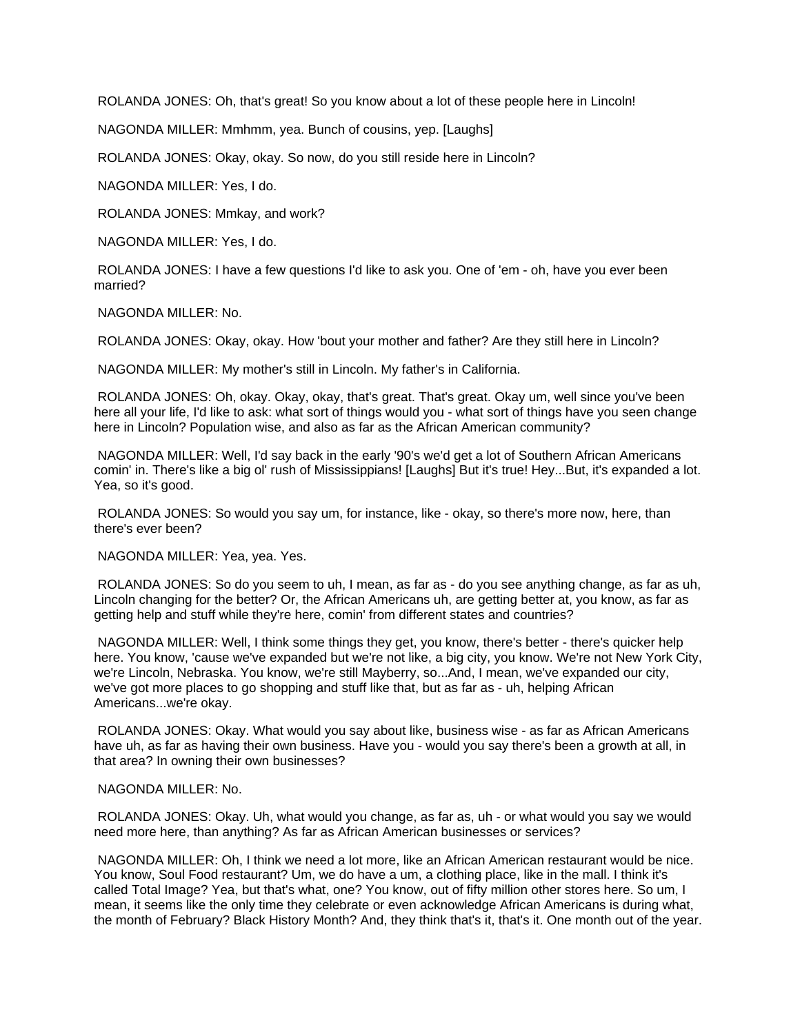ROLANDA JONES: Oh, that's great! So you know about a lot of these people here in Lincoln!

NAGONDA MILLER: Mmhmm, yea. Bunch of cousins, yep. [Laughs]

ROLANDA JONES: Okay, okay. So now, do you still reside here in Lincoln?

NAGONDA MILLER: Yes, I do.

ROLANDA JONES: Mmkay, and work?

NAGONDA MILLER: Yes, I do.

ROLANDA JONES: I have a few questions I'd like to ask you. One of 'em - oh, have you ever been married?

NAGONDA MILLER: No.

ROLANDA JONES: Okay, okay. How 'bout your mother and father? Are they still here in Lincoln?

NAGONDA MILLER: My mother's still in Lincoln. My father's in California.

ROLANDA JONES: Oh, okay. Okay, okay, that's great. That's great. Okay um, well since you've been here all your life, I'd like to ask: what sort of things would you - what sort of things have you seen change here in Lincoln? Population wise, and also as far as the African American community?

NAGONDA MILLER: Well, I'd say back in the early '90's we'd get a lot of Southern African Americans comin' in. There's like a big ol' rush of Mississippians! [Laughs] But it's true! Hey...But, it's expanded a lot. Yea, so it's good.

ROLANDA JONES: So would you say um, for instance, like - okay, so there's more now, here, than there's ever been?

NAGONDA MILLER: Yea, yea. Yes.

ROLANDA JONES: So do you seem to uh, I mean, as far as - do you see anything change, as far as uh, Lincoln changing for the better? Or, the African Americans uh, are getting better at, you know, as far as getting help and stuff while they're here, comin' from different states and countries?

NAGONDA MILLER: Well, I think some things they get, you know, there's better - there's quicker help here. You know, 'cause we've expanded but we're not like, a big city, you know. We're not New York City, we're Lincoln, Nebraska. You know, we're still Mayberry, so...And, I mean, we've expanded our city, we've got more places to go shopping and stuff like that, but as far as - uh, helping African Americans...we're okay.

ROLANDA JONES: Okay. What would you say about like, business wise - as far as African Americans have uh, as far as having their own business. Have you - would you say there's been a growth at all, in that area? In owning their own businesses?

NAGONDA MILLER: No.

ROLANDA JONES: Okay. Uh, what would you change, as far as, uh - or what would you say we would need more here, than anything? As far as African American businesses or services?

NAGONDA MILLER: Oh, I think we need a lot more, like an African American restaurant would be nice. You know, Soul Food restaurant? Um, we do have a um, a clothing place, like in the mall. I think it's called Total Image? Yea, but that's what, one? You know, out of fifty million other stores here. So um, I mean, it seems like the only time they celebrate or even acknowledge African Americans is during what, the month of February? Black History Month? And, they think that's it, that's it. One month out of the year.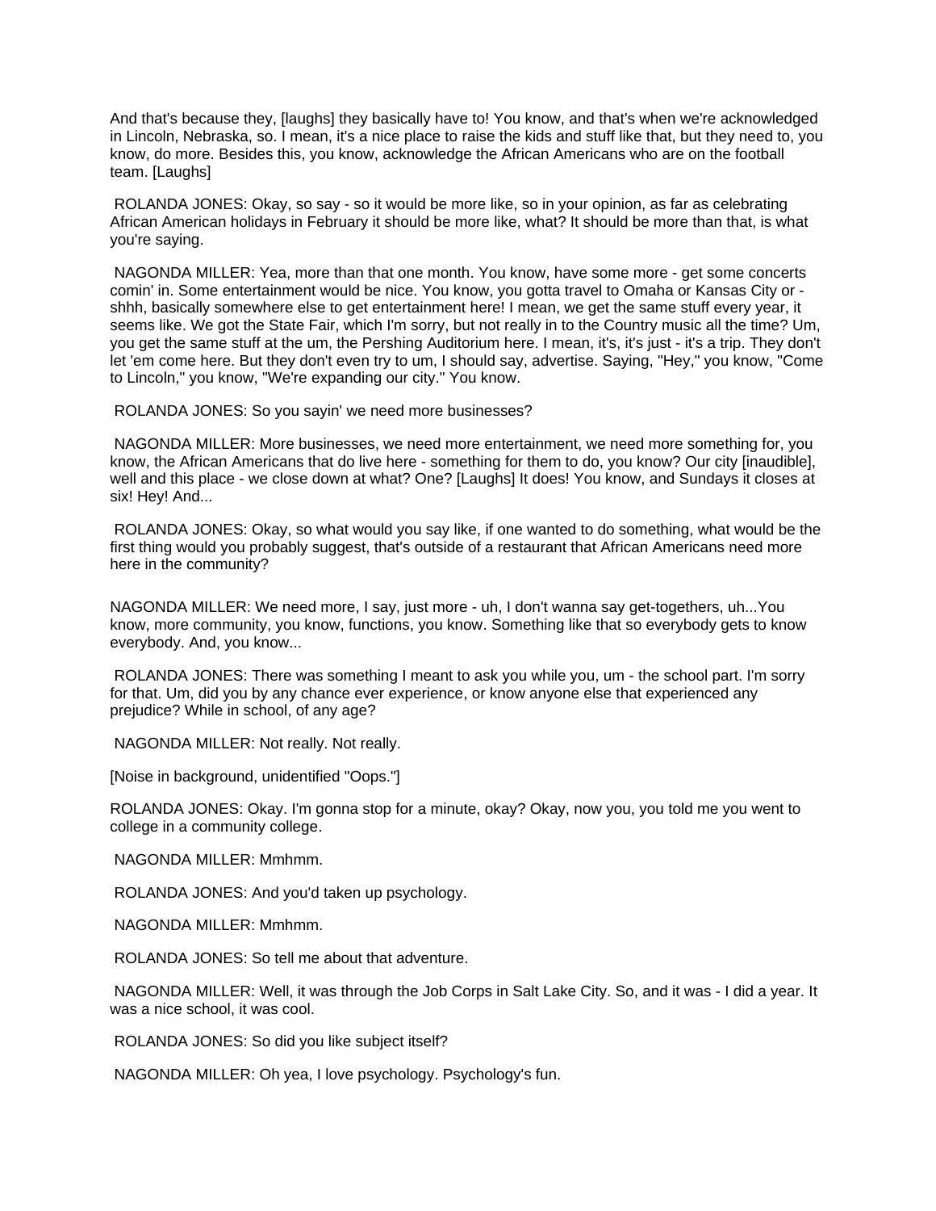And that's because they, [laughs] they basically have to! You know, and that's when we're acknowledged in Lincoln, Nebraska, so. I mean, it's a nice place to raise the kids and stuff like that, but they need to, you know, do more. Besides this, you know, acknowledge the African Americans who are on the football team. [Laughs]

ROLANDA JONES: Okay, so say - so it would be more like, so in your opinion, as far as celebrating African American holidays in February it should be more like, what? It should be more than that, is what you're saying.

NAGONDA MILLER: Yea, more than that one month. You know, have some more - get some concerts comin' in. Some entertainment would be nice. You know, you gotta travel to Omaha or Kansas City or - shhh, basically somewhere else to get entertainment here! I mean, we get the same stuff every year, it seems like. We got the State Fair, which I'm sorry, but not really in to the Country music all the time? Um, you get the same stuff at the um, the Pershing Auditorium here. I mean, it's, it's just - it's a trip. They don't let 'em come here. But they don't even try to um, I should say, advertise. Saying, "Hey," you know, "Come to Lincoln," you know, "We're expanding our city." You know.

ROLANDA JONES: So you sayin' we need more businesses?

NAGONDA MILLER: More businesses, we need more entertainment, we need more something for, you know, the African Americans that do live here - something for them to do, you know? Our city [inaudible], well and this place - we close down at what? One? [Laughs] It does! You know, and Sundays it closes at six! Hey! And...

ROLANDA JONES: Okay, so what would you say like, if one wanted to do something, what would be the first thing would you probably suggest, that's outside of a restaurant that African Americans need more here in the community?

NAGONDA MILLER: We need more, I say, just more - uh, I don't wanna say get-togethers, uh...You know, more community, you know, functions, you know. Something like that so everybody gets to know everybody. And, you know...

ROLANDA JONES: There was something I meant to ask you while you, um - the school part. I'm sorry for that. Um, did you by any chance ever experience, or know anyone else that experienced any prejudice? While in school, of any age?

NAGONDA MILLER: Not really. Not really.

[Noise in background, unidentified "Oops."]

ROLANDA JONES: Okay. I'm gonna stop for a minute, okay? Okay, now you, you told me you went to college in a community college.

NAGONDA MILLER: Mmhmm.

ROLANDA JONES: And you'd taken up psychology.

NAGONDA MILLER: Mmhmm.

ROLANDA JONES: So tell me about that adventure.

NAGONDA MILLER: Well, it was through the Job Corps in Salt Lake City. So, and it was - I did a year. It was a nice school, it was cool.

ROLANDA JONES: So did you like subject itself?

NAGONDA MILLER: Oh yea, I love psychology. Psychology's fun.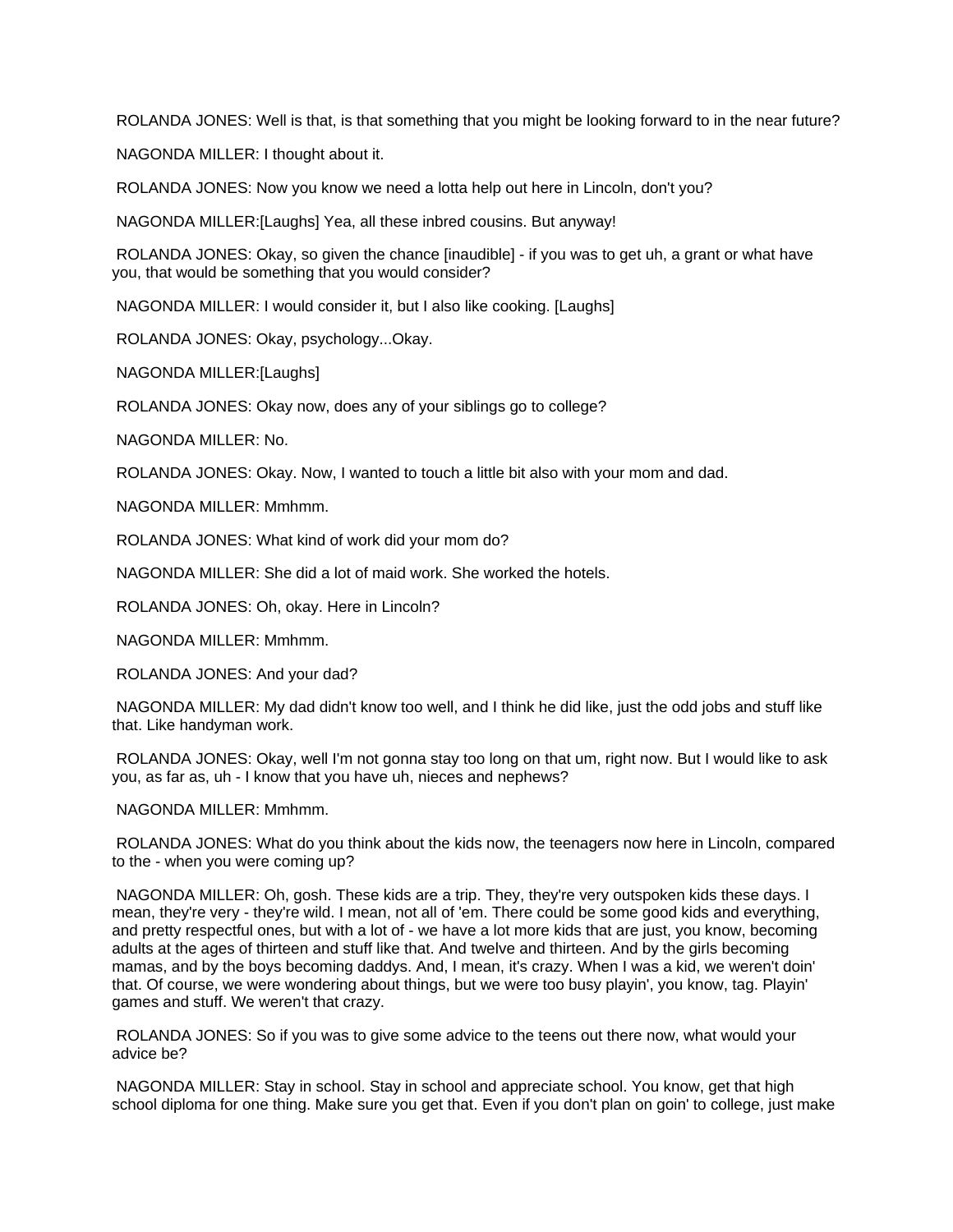ROLANDA JONES: Well is that, is that something that you might be looking forward to in the near future?

NAGONDA MILLER: I thought about it.

ROLANDA JONES: Now you know we need a lotta help out here in Lincoln, don't you?

NAGONDA MILLER:[Laughs] Yea, all these inbred cousins. But anyway!

ROLANDA JONES: Okay, so given the chance [inaudible] - if you was to get uh, a grant or what have you, that would be something that you would consider?

NAGONDA MILLER: I would consider it, but I also like cooking. [Laughs]

ROLANDA JONES: Okay, psychology...Okay.

NAGONDA MILLER:[Laughs]

ROLANDA JONES: Okay now, does any of your siblings go to college?

NAGONDA MILLER: No.

ROLANDA JONES: Okay. Now, I wanted to touch a little bit also with your mom and dad.

NAGONDA MILLER: Mmhmm.

ROLANDA JONES: What kind of work did your mom do?

NAGONDA MILLER: She did a lot of maid work. She worked the hotels.

ROLANDA JONES: Oh, okay. Here in Lincoln?

NAGONDA MILLER: Mmhmm.

ROLANDA JONES: And your dad?

NAGONDA MILLER: My dad didn't know too well, and I think he did like, just the odd jobs and stuff like that. Like handyman work.

ROLANDA JONES: Okay, well I'm not gonna stay too long on that um, right now. But I would like to ask you, as far as, uh - I know that you have uh, nieces and nephews?

NAGONDA MILLER: Mmhmm.

ROLANDA JONES: What do you think about the kids now, the teenagers now here in Lincoln, compared to the - when you were coming up?

NAGONDA MILLER: Oh, gosh. These kids are a trip. They, they're very outspoken kids these days. I mean, they're very - they're wild. I mean, not all of 'em. There could be some good kids and everything, and pretty respectful ones, but with a lot of - we have a lot more kids that are just, you know, becoming adults at the ages of thirteen and stuff like that. And twelve and thirteen. And by the girls becoming mamas, and by the boys becoming daddys. And, I mean, it's crazy. When I was a kid, we weren't doin' that. Of course, we were wondering about things, but we were too busy playin', you know, tag. Playin' games and stuff. We weren't that crazy.

ROLANDA JONES: So if you was to give some advice to the teens out there now, what would your advice be?

NAGONDA MILLER: Stay in school. Stay in school and appreciate school. You know, get that high school diploma for one thing. Make sure you get that. Even if you don't plan on goin' to college, just make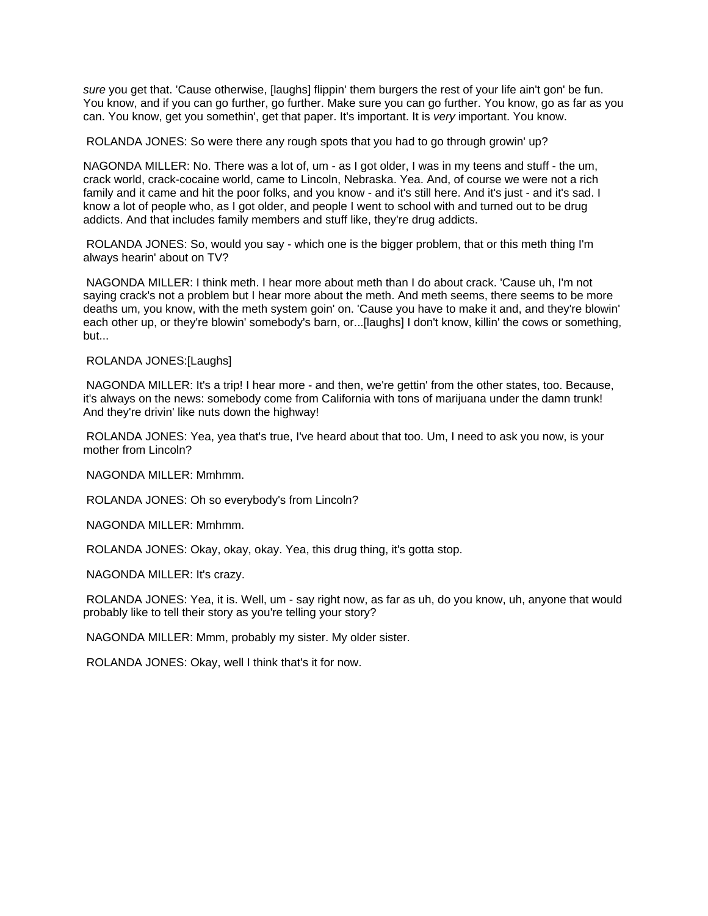*sure* you get that. 'Cause otherwise, [laughs] flippin' them burgers the rest of your life ain't gon' be fun. You know, and if you can go further, go further. Make sure you can go further. You know, go as far as you can. You know, get you somethin', get that paper. It's important. It is *very* important. You know.

ROLANDA JONES: So were there any rough spots that you had to go through growin' up?

NAGONDA MILLER: No. There was a lot of, um - as I got older, I was in my teens and stuff - the um, crack world, crack-cocaine world, came to Lincoln, Nebraska. Yea. And, of course we were not a rich family and it came and hit the poor folks, and you know - and it's still here. And it's just - and it's sad. I know a lot of people who, as I got older, and people I went to school with and turned out to be drug addicts. And that includes family members and stuff like, they're drug addicts.

ROLANDA JONES: So, would you say - which one is the bigger problem, that or this meth thing I'm always hearin' about on TV?

NAGONDA MILLER: I think meth. I hear more about meth than I do about crack. 'Cause uh, I'm not saying crack's not a problem but I hear more about the meth. And meth seems, there seems to be more deaths um, you know, with the meth system goin' on. 'Cause you have to make it and, and they're blowin' each other up, or they're blowin' somebody's barn, or...[laughs] I don't know, killin' the cows or something, but...

ROLANDA JONES:[Laughs]

NAGONDA MILLER: It's a trip! I hear more - and then, we're gettin' from the other states, too. Because, it's always on the news: somebody come from California with tons of marijuana under the damn trunk! And they're drivin' like nuts down the highway!

ROLANDA JONES: Yea, yea that's true, I've heard about that too. Um, I need to ask you now, is your mother from Lincoln?

NAGONDA MILLER: Mmhmm.

ROLANDA JONES: Oh so everybody's from Lincoln?

NAGONDA MILLER: Mmhmm.

ROLANDA JONES: Okay, okay, okay. Yea, this drug thing, it's gotta stop.

NAGONDA MILLER: It's crazy.

ROLANDA JONES: Yea, it is. Well, um - say right now, as far as uh, do you know, uh, anyone that would probably like to tell their story as you're telling your story?

NAGONDA MILLER: Mmm, probably my sister. My older sister.

ROLANDA JONES: Okay, well I think that's it for now.